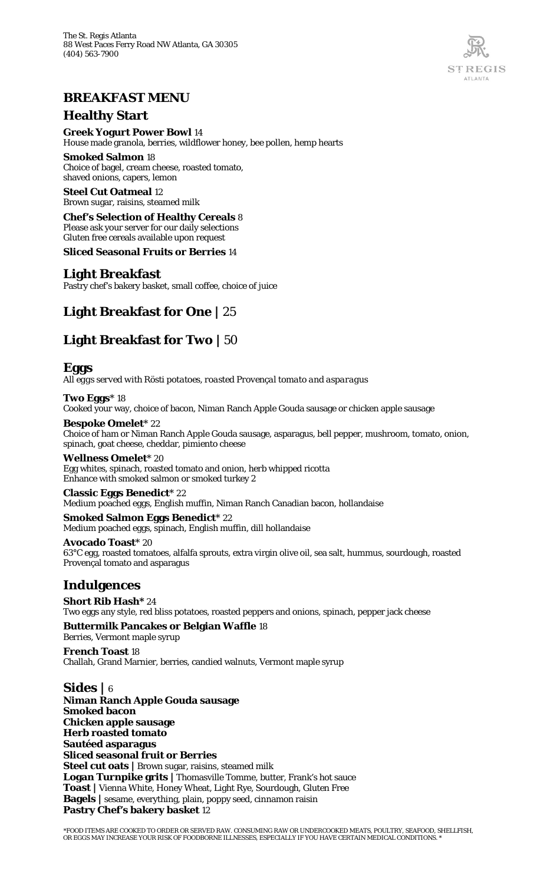The St. Regis Atlanta
88 West Paces Ferry Road NW Atlanta, GA 30305
(404) 563-7900

ST REGIS
ATLANTA

# BREAKFAST MENU

## Healthy Start

**Greek Yogurt Power Bowl** 14
House made granola, berries, wildflower honey, bee pollen, hemp hearts

**Smoked Salmon** 18
Choice of bagel, cream cheese, roasted tomato, shaved onions, capers, lemon

**Steel Cut Oatmeal** 12
Brown sugar, raisins, steamed milk

**Chef's Selection of Healthy Cereals** 8
Please ask your server for our daily selections
Gluten free cereals available upon request

**Sliced Seasonal Fruits or Berries** 14

## Light Breakfast

Pastry chef's bakery basket, small coffee, choice of juice

## Light Breakfast for One | 25

## Light Breakfast for Two | 50

## Eggs

*All eggs served with Rösti potatoes, roasted Provençal tomato and asparagus*

**Two Eggs*** 18
Cooked your way, choice of bacon, Niman Ranch Apple Gouda sausage or chicken apple sausage

**Bespoke Omelet*** 22
Choice of ham or Niman Ranch Apple Gouda sausage, asparagus, bell pepper, mushroom, tomato, onion, spinach, goat cheese, cheddar, pimiento cheese

**Wellness Omelet*** 20
Egg whites, spinach, roasted tomato and onion, herb whipped ricotta
Enhance with smoked salmon or smoked turkey 2

**Classic Eggs Benedict*** 22
Medium poached eggs, English muffin, Niman Ranch Canadian bacon, hollandaise

**Smoked Salmon Eggs Benedict*** 22
Medium poached eggs, spinach, English muffin, dill hollandaise

**Avocado Toast*** 20
63°C egg, roasted tomatoes, alfalfa sprouts, extra virgin olive oil, sea salt, hummus, sourdough, roasted Provençal tomato and asparagus

## Indulgences

**Short Rib Hash*** 24
Two eggs any style, red bliss potatoes, roasted peppers and onions, spinach, pepper jack cheese

**Buttermilk Pancakes or Belgian Waffle** 18
Berries, Vermont maple syrup

**French Toast** 18
Challah, Grand Marnier, berries, candied walnuts, Vermont maple syrup

## Sides | 6

**Niman Ranch Apple Gouda sausage**
**Smoked bacon**
**Chicken apple sausage**
**Herb roasted tomato**
**Sautéed asparagus**
**Sliced seasonal fruit or Berries**
**Steel cut oats |** Brown sugar, raisins, steamed milk
**Logan Turnpike grits |** Thomasville Tomme, butter, Frank's hot sauce
**Toast |** Vienna White, Honey Wheat, Light Rye, Sourdough, Gluten Free
**Bagels |** sesame, everything, plain, poppy seed, cinnamon raisin
**Pastry Chef's bakery basket** 12

*FOOD ITEMS ARE COOKED TO ORDER OR SERVED RAW. CONSUMING RAW OR UNDERCOOKED MEATS, POULTRY, SEAFOOD, SHELLFISH, OR EGGS MAY INCREASE YOUR RISK OF FOODBORNE ILLNESSES, ESPECIALLY IF YOU HAVE CERTAIN MEDICAL CONDITIONS. *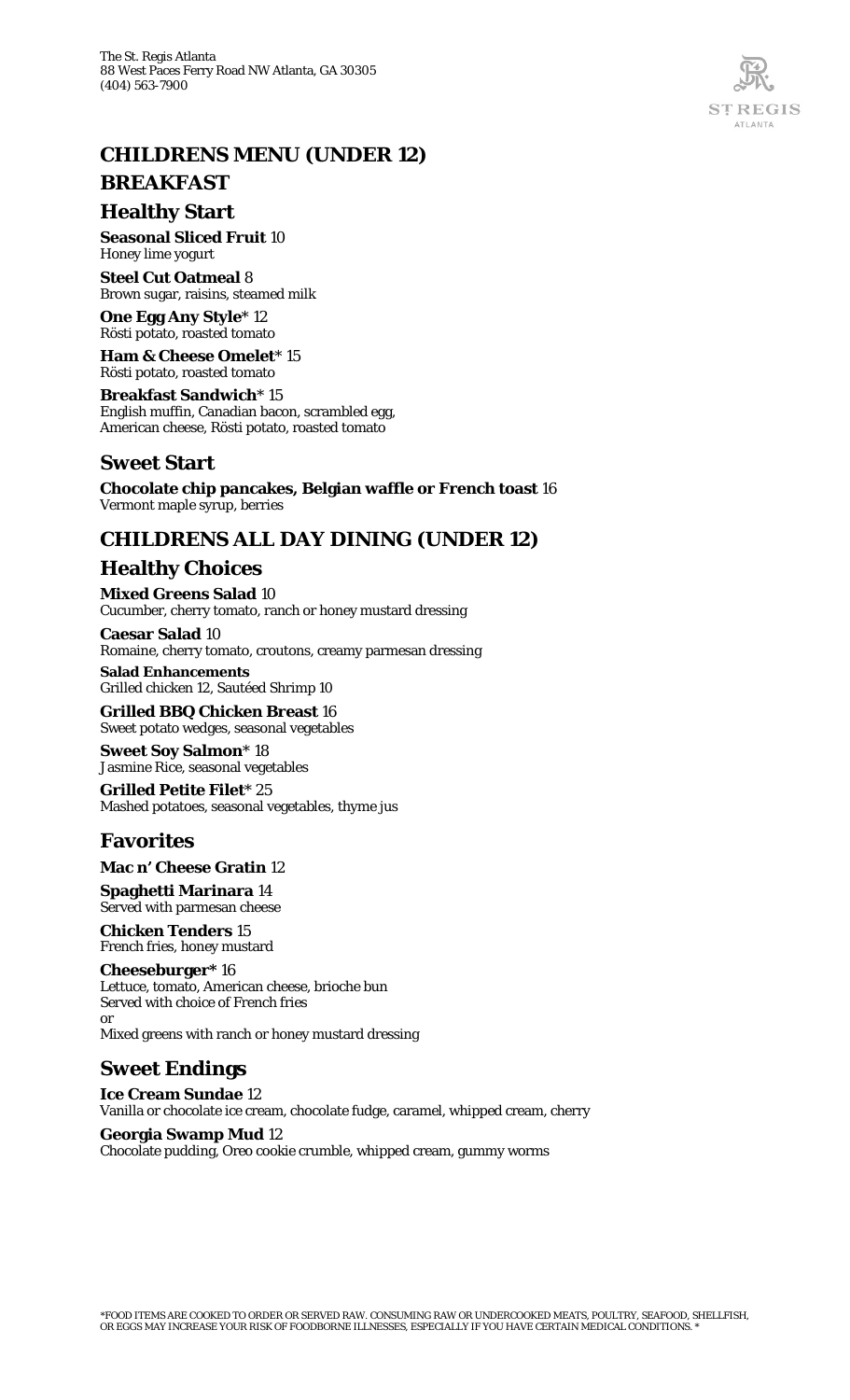The St. Regis Atlanta
88 West Paces Ferry Road NW Atlanta, GA 30305
(404) 563-7900

# CHILDRENS MENU (UNDER 12)

# BREAKFAST

## Healthy Start

**Seasonal Sliced Fruit** 10
Honey lime yogurt

**Steel Cut Oatmeal** 8
Brown sugar, raisins, steamed milk

**One Egg Any Style*** 12
Rösti potato, roasted tomato

**Ham & Cheese Omelet*** 15
Rösti potato, roasted tomato

**Breakfast Sandwich*** 15
English muffin, Canadian bacon, scrambled egg, American cheese, Rösti potato, roasted tomato

## Sweet Start

**Chocolate chip pancakes, Belgian waffle or French toast** 16
Vermont maple syrup, berries

# CHILDRENS ALL DAY DINING (UNDER 12)

## Healthy Choices

**Mixed Greens Salad** 10
Cucumber, cherry tomato, ranch or honey mustard dressing

**Caesar Salad** 10
Romaine, cherry tomato, croutons, creamy parmesan dressing

**Salad Enhancements**
Grilled chicken 12, Sautéed Shrimp 10

**Grilled BBQ Chicken Breast** 16
Sweet potato wedges, seasonal vegetables

**Sweet Soy Salmon*** 18
Jasmine Rice, seasonal vegetables

**Grilled Petite Filet*** 25
Mashed potatoes, seasonal vegetables, thyme jus

## Favorites

**Mac n' Cheese Gratin** 12

**Spaghetti Marinara** 14
Served with parmesan cheese

**Chicken Tenders** 15
French fries, honey mustard

**Cheeseburger*** 16
Lettuce, tomato, American cheese, brioche bun
Served with choice of French fries
*or*
Mixed greens with ranch or honey mustard dressing

## Sweet Endings

**Ice Cream Sundae** 12
Vanilla or chocolate ice cream, chocolate fudge, caramel, whipped cream, cherry

**Georgia Swamp Mud** 12
Chocolate pudding, Oreo cookie crumble, whipped cream, gummy worms

*FOOD ITEMS ARE COOKED TO ORDER OR SERVED RAW. CONSUMING RAW OR UNDERCOOKED MEATS, POULTRY, SEAFOOD, SHELLFISH, OR EGGS MAY INCREASE YOUR RISK OF FOODBORNE ILLNESSES, ESPECIALLY IF YOU HAVE CERTAIN MEDICAL CONDITIONS. *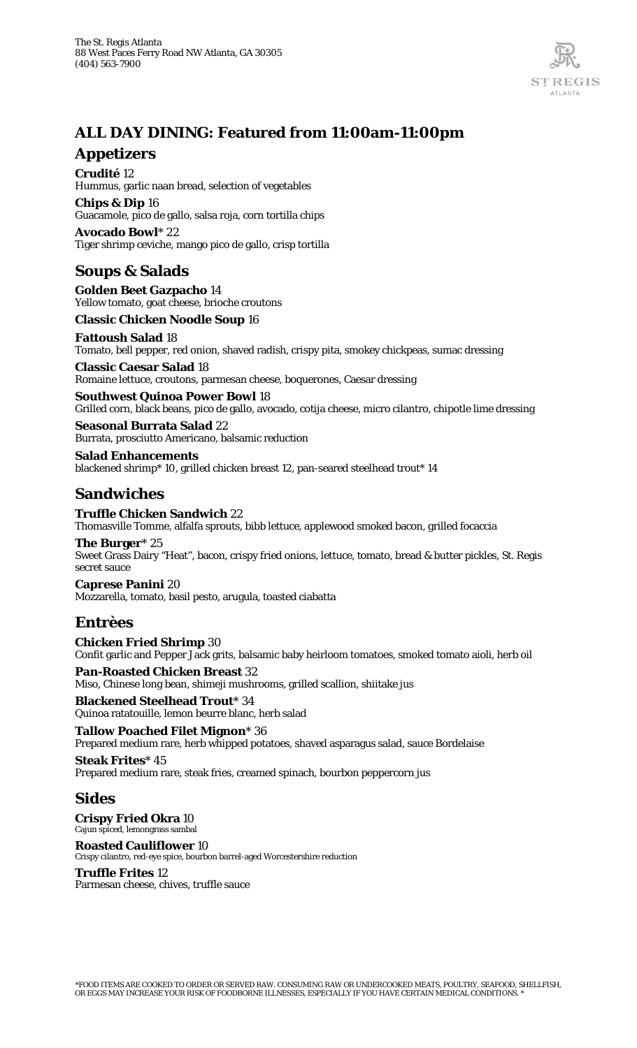The St. Regis Atlanta
88 West Paces Ferry Road NW Atlanta, GA 30305
(404) 563-7900

ST REGIS
ATLANTA

## ALL DAY DINING: Featured from 11:00am-11:00pm

## Appetizers

**Crudité** 12
Hummus, garlic naan bread, selection of vegetables

**Chips & Dip** 16
Guacamole, pico de gallo, salsa roja, corn tortilla chips

**Avocado Bowl*** 22
Tiger shrimp ceviche, mango pico de gallo, crisp tortilla

## Soups & Salads

**Golden Beet Gazpacho** 14
Yellow tomato, goat cheese, brioche croutons

**Classic Chicken Noodle Soup** 16

**Fattoush Salad** 18
Tomato, bell pepper, red onion, shaved radish, crispy pita, smokey chickpeas, sumac dressing

**Classic Caesar Salad** 18
Romaine lettuce, croutons, parmesan cheese, boquerones, Caesar dressing

**Southwest Quinoa Power Bowl** 18
Grilled corn, black beans, pico de gallo, avocado, cotija cheese, micro cilantro, chipotle lime dressing

**Seasonal Burrata Salad** 22
Burrata, prosciutto Americano, balsamic reduction

**Salad Enhancements**
blackened shrimp* 10, grilled chicken breast 12, pan-seared steelhead trout* 14

## Sandwiches

**Truffle Chicken Sandwich** 22
Thomasville Tomme, alfalfa sprouts, bibb lettuce, applewood smoked bacon, grilled focaccia

**The Burger*** 25
Sweet Grass Dairy "Heat", bacon, crispy fried onions, lettuce, tomato, bread & butter pickles, St. Regis secret sauce

**Caprese Panini** 20
Mozzarella, tomato, basil pesto, arugula, toasted ciabatta

## Entrèes

**Chicken Fried Shrimp** 30
Confit garlic and Pepper Jack grits, balsamic baby heirloom tomatoes, smoked tomato aioli, herb oil

**Pan-Roasted Chicken Breast** 32
Miso, Chinese long bean, shimeji mushrooms, grilled scallion, shiitake jus

**Blackened Steelhead Trout*** 34
Quinoa ratatouille, lemon beurre blanc, herb salad

**Tallow Poached Filet Mignon*** 36
Prepared medium rare, herb whipped potatoes, shaved asparagus salad, sauce Bordelaise

**Steak Frites*** 45
Prepared medium rare, steak fries, creamed spinach, bourbon peppercorn jus

## Sides

**Crispy Fried Okra** 10
Cajun spiced, lemongrass sambal

**Roasted Cauliflower** 10
Crispy cilantro, red-eye spice, bourbon barrel-aged Worcestershire reduction

**Truffle Frites** 12
Parmesan cheese, chives, truffle sauce

*FOOD ITEMS ARE COOKED TO ORDER OR SERVED RAW. CONSUMING RAW OR UNDERCOOKED MEATS, POULTRY, SEAFOOD, SHELLFISH, OR EGGS MAY INCREASE YOUR RISK OF FOODBORNE ILLNESSES, ESPECIALLY IF YOU HAVE CERTAIN MEDICAL CONDITIONS. *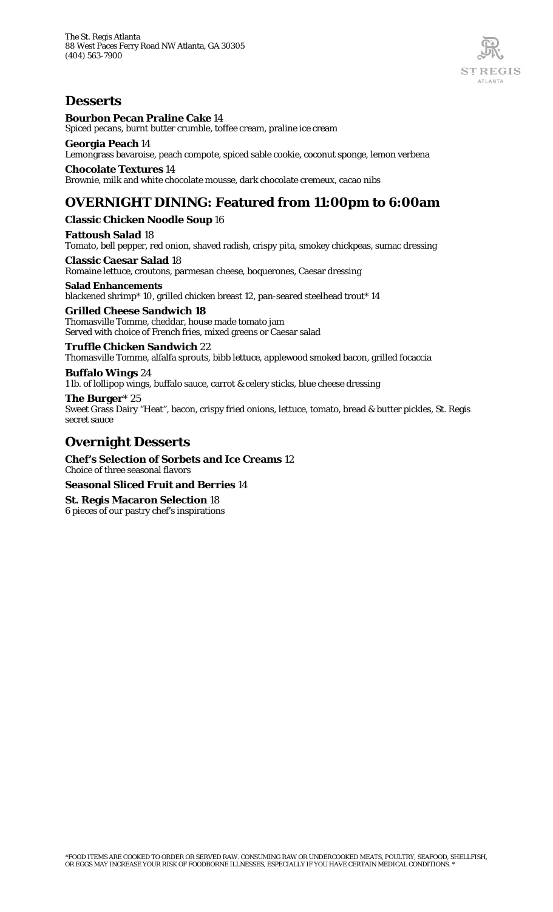The St. Regis Atlanta
88 West Paces Ferry Road NW Atlanta, GA 30305
(404) 563-7900

## Desserts

**Bourbon Pecan Praline Cake** 14
Spiced pecans, burnt butter crumble, toffee cream, praline ice cream

**Georgia Peach** 14
Lemongrass bavaroise, peach compote, spiced sable cookie, coconut sponge, lemon verbena

**Chocolate Textures** 14
Brownie, milk and white chocolate mousse, dark chocolate cremeux, cacao nibs

## OVERNIGHT DINING: Featured from 11:00pm to 6:00am

**Classic Chicken Noodle Soup** 16

**Fattoush Salad** 18
Tomato, bell pepper, red onion, shaved radish, crispy pita, smokey chickpeas, sumac dressing

**Classic Caesar Salad** 18
Romaine lettuce, croutons, parmesan cheese, boquerones, Caesar dressing

**Salad Enhancements**
blackened shrimp* 10, grilled chicken breast 12, pan-seared steelhead trout* 14

**Grilled Cheese Sandwich 18**
Thomasville Tomme, cheddar, house made tomato jam
Served with choice of French fries, mixed greens or Caesar salad

**Truffle Chicken Sandwich** 22
Thomasville Tomme, alfalfa sprouts, bibb lettuce, applewood smoked bacon, grilled focaccia

**Buffalo Wings** 24
1 lb. of lollipop wings, buffalo sauce, carrot & celery sticks, blue cheese dressing

**The Burger*** 25
Sweet Grass Dairy "Heat", bacon, crispy fried onions, lettuce, tomato, bread & butter pickles, St. Regis secret sauce

## Overnight Desserts

**Chef's Selection of Sorbets and Ice Creams** 12
Choice of three seasonal flavors

**Seasonal Sliced Fruit and Berries** 14

**St. Regis Macaron Selection** 18
6 pieces of our pastry chef's inspirations

*FOOD ITEMS ARE COOKED TO ORDER OR SERVED RAW. CONSUMING RAW OR UNDERCOOKED MEATS, POULTRY, SEAFOOD, SHELLFISH, OR EGGS MAY INCREASE YOUR RISK OF FOODBORNE ILLNESSES, ESPECIALLY IF YOU HAVE CERTAIN MEDICAL CONDITIONS. *